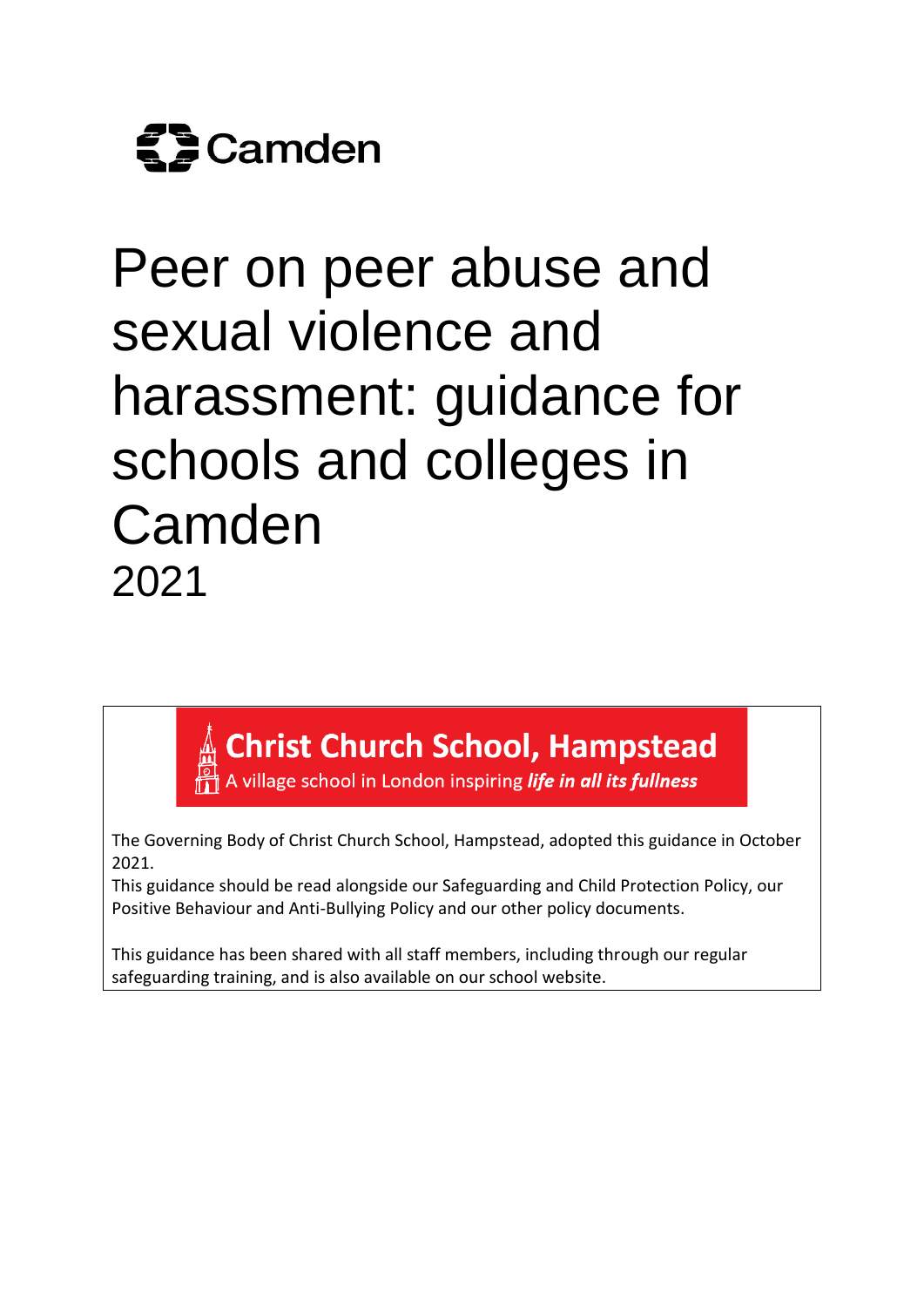Camden

# Peer on peer abuse and sexual violence and harassment: guidance for schools and colleges in Camden

2021

**Christ Church School, Hampstead**

A village school in London inspiring ***life in all its fullness***

The Governing Body of Christ Church School, Hampstead, adopted this guidance in October 2021.

This guidance should be read alongside our Safeguarding and Child Protection Policy, our Positive Behaviour and Anti-Bullying Policy and our other policy documents.

This guidance has been shared with all staff members, including through our regular safeguarding training, and is also available on our school website.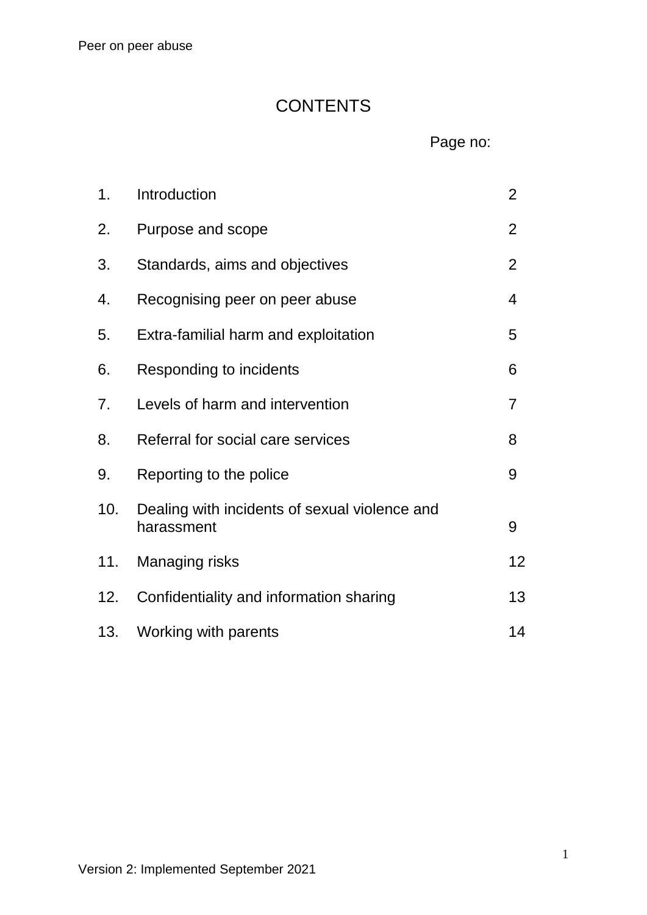# CONTENTS

| | | Page no: |
|---|---|---|
| 1. | Introduction | 2 |
| 2. | Purpose and scope | 2 |
| 3. | Standards, aims and objectives | 2 |
| 4. | Recognising peer on peer abuse | 4 |
| 5. | Extra-familial harm and exploitation | 5 |
| 6. | Responding to incidents | 6 |
| 7. | Levels of harm and intervention | 7 |
| 8. | Referral for social care services | 8 |
| 9. | Reporting to the police | 9 |
| 10. | Dealing with incidents of sexual violence and harassment | 9 |
| 11. | Managing risks | 12 |
| 12. | Confidentiality and information sharing | 13 |
| 13. | Working with parents | 14 |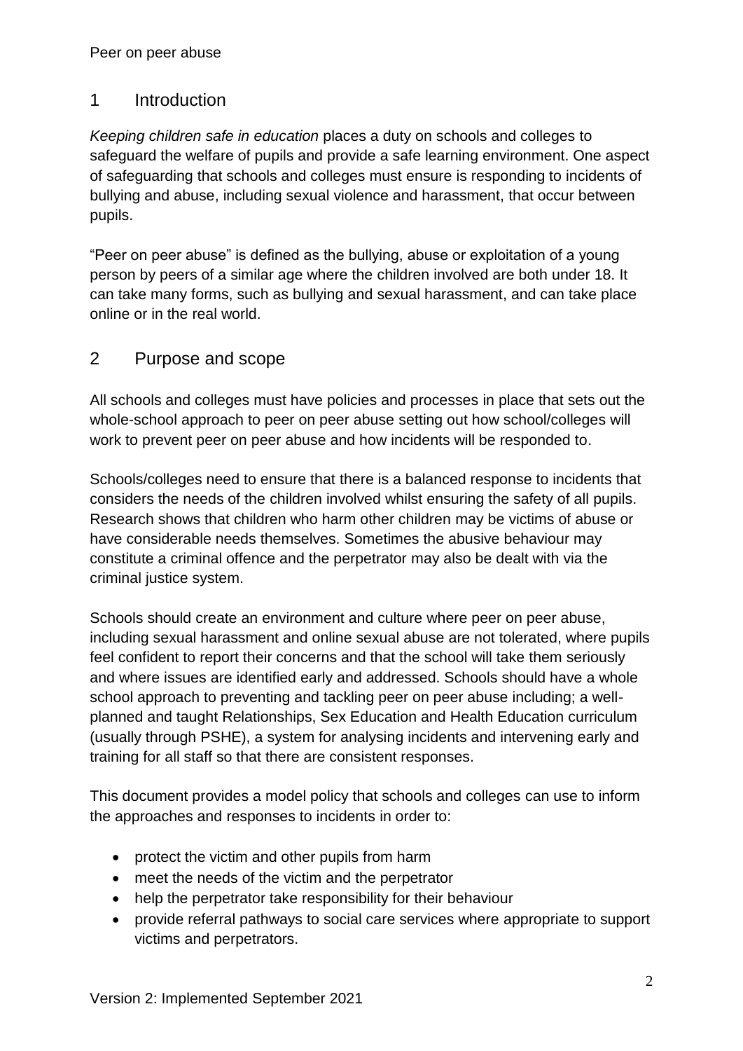## 1 Introduction

*Keeping children safe in education* places a duty on schools and colleges to safeguard the welfare of pupils and provide a safe learning environment. One aspect of safeguarding that schools and colleges must ensure is responding to incidents of bullying and abuse, including sexual violence and harassment, that occur between pupils.

"Peer on peer abuse" is defined as the bullying, abuse or exploitation of a young person by peers of a similar age where the children involved are both under 18. It can take many forms, such as bullying and sexual harassment, and can take place online or in the real world.

## 2 Purpose and scope

All schools and colleges must have policies and processes in place that sets out the whole-school approach to peer on peer abuse setting out how school/colleges will work to prevent peer on peer abuse and how incidents will be responded to.

Schools/colleges need to ensure that there is a balanced response to incidents that considers the needs of the children involved whilst ensuring the safety of all pupils. Research shows that children who harm other children may be victims of abuse or have considerable needs themselves. Sometimes the abusive behaviour may constitute a criminal offence and the perpetrator may also be dealt with via the criminal justice system.

Schools should create an environment and culture where peer on peer abuse, including sexual harassment and online sexual abuse are not tolerated, where pupils feel confident to report their concerns and that the school will take them seriously and where issues are identified early and addressed. Schools should have a whole school approach to preventing and tackling peer on peer abuse including; a well-planned and taught Relationships, Sex Education and Health Education curriculum (usually through PSHE), a system for analysing incidents and intervening early and training for all staff so that there are consistent responses.

This document provides a model policy that schools and colleges can use to inform the approaches and responses to incidents in order to:

- protect the victim and other pupils from harm
- meet the needs of the victim and the perpetrator
- help the perpetrator take responsibility for their behaviour
- provide referral pathways to social care services where appropriate to support victims and perpetrators.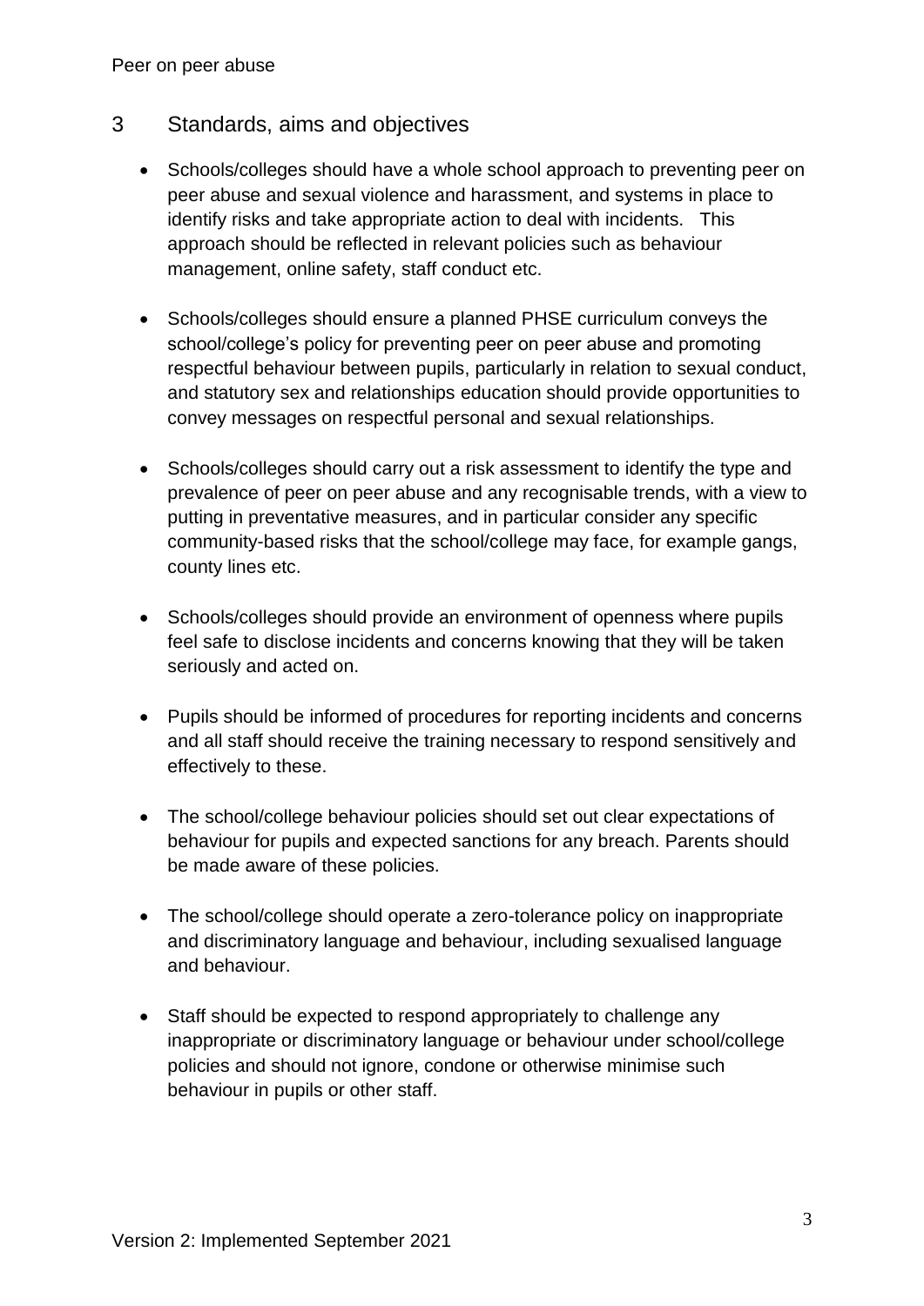## 3 Standards, aims and objectives

- Schools/colleges should have a whole school approach to preventing peer on peer abuse and sexual violence and harassment, and systems in place to identify risks and take appropriate action to deal with incidents. This approach should be reflected in relevant policies such as behaviour management, online safety, staff conduct etc.

- Schools/colleges should ensure a planned PHSE curriculum conveys the school/college's policy for preventing peer on peer abuse and promoting respectful behaviour between pupils, particularly in relation to sexual conduct, and statutory sex and relationships education should provide opportunities to convey messages on respectful personal and sexual relationships.

- Schools/colleges should carry out a risk assessment to identify the type and prevalence of peer on peer abuse and any recognisable trends, with a view to putting in preventative measures, and in particular consider any specific community-based risks that the school/college may face, for example gangs, county lines etc.

- Schools/colleges should provide an environment of openness where pupils feel safe to disclose incidents and concerns knowing that they will be taken seriously and acted on.

- Pupils should be informed of procedures for reporting incidents and concerns and all staff should receive the training necessary to respond sensitively and effectively to these.

- The school/college behaviour policies should set out clear expectations of behaviour for pupils and expected sanctions for any breach. Parents should be made aware of these policies.

- The school/college should operate a zero-tolerance policy on inappropriate and discriminatory language and behaviour, including sexualised language and behaviour.

- Staff should be expected to respond appropriately to challenge any inappropriate or discriminatory language or behaviour under school/college policies and should not ignore, condone or otherwise minimise such behaviour in pupils or other staff.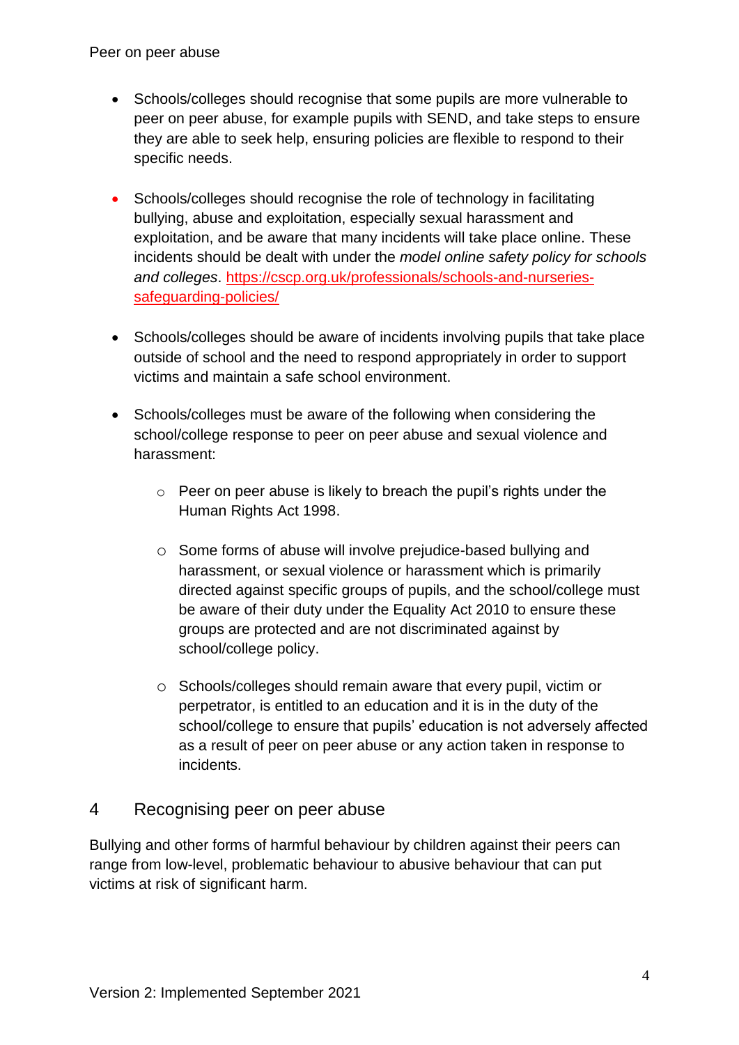- Schools/colleges should recognise that some pupils are more vulnerable to peer on peer abuse, for example pupils with SEND, and take steps to ensure they are able to seek help, ensuring policies are flexible to respond to their specific needs.

- Schools/colleges should recognise the role of technology in facilitating bullying, abuse and exploitation, especially sexual harassment and exploitation, and be aware that many incidents will take place online. These incidents should be dealt with under the *model online safety policy for schools and colleges*. [https://cscp.org.uk/professionals/schools-and-nurseries-safeguarding-policies/](https://cscp.org.uk/professionals/schools-and-nurseries-safeguarding-policies/)

- Schools/colleges should be aware of incidents involving pupils that take place outside of school and the need to respond appropriately in order to support victims and maintain a safe school environment.

- Schools/colleges must be aware of the following when considering the school/college response to peer on peer abuse and sexual violence and harassment:

  - Peer on peer abuse is likely to breach the pupil's rights under the Human Rights Act 1998.

  - Some forms of abuse will involve prejudice-based bullying and harassment, or sexual violence or harassment which is primarily directed against specific groups of pupils, and the school/college must be aware of their duty under the Equality Act 2010 to ensure these groups are protected and are not discriminated against by school/college policy.

  - Schools/colleges should remain aware that every pupil, victim or perpetrator, is entitled to an education and it is in the duty of the school/college to ensure that pupils' education is not adversely affected as a result of peer on peer abuse or any action taken in response to incidents.

## 4 Recognising peer on peer abuse

Bullying and other forms of harmful behaviour by children against their peers can range from low-level, problematic behaviour to abusive behaviour that can put victims at risk of significant harm.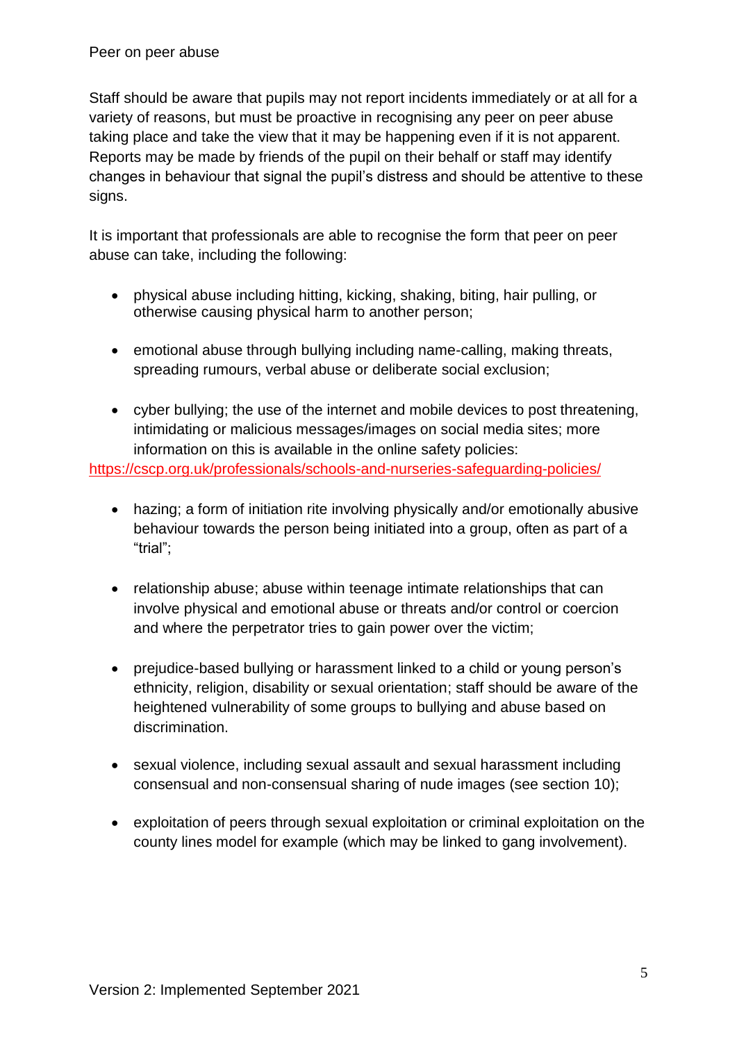Peer on peer abuse

Staff should be aware that pupils may not report incidents immediately or at all for a variety of reasons, but must be proactive in recognising any peer on peer abuse taking place and take the view that it may be happening even if it is not apparent. Reports may be made by friends of the pupil on their behalf or staff may identify changes in behaviour that signal the pupil's distress and should be attentive to these signs.

It is important that professionals are able to recognise the form that peer on peer abuse can take, including the following:

- physical abuse including hitting, kicking, shaking, biting, hair pulling, or otherwise causing physical harm to another person;
- emotional abuse through bullying including name-calling, making threats, spreading rumours, verbal abuse or deliberate social exclusion;
- cyber bullying; the use of the internet and mobile devices to post threatening, intimidating or malicious messages/images on social media sites; more information on this is available in the online safety policies: https://cscp.org.uk/professionals/schools-and-nurseries-safeguarding-policies/
- hazing; a form of initiation rite involving physically and/or emotionally abusive behaviour towards the person being initiated into a group, often as part of a "trial";
- relationship abuse; abuse within teenage intimate relationships that can involve physical and emotional abuse or threats and/or control or coercion and where the perpetrator tries to gain power over the victim;
- prejudice-based bullying or harassment linked to a child or young person's ethnicity, religion, disability or sexual orientation; staff should be aware of the heightened vulnerability of some groups to bullying and abuse based on discrimination.
- sexual violence, including sexual assault and sexual harassment including consensual and non-consensual sharing of nude images (see section 10);
- exploitation of peers through sexual exploitation or criminal exploitation on the county lines model for example (which may be linked to gang involvement).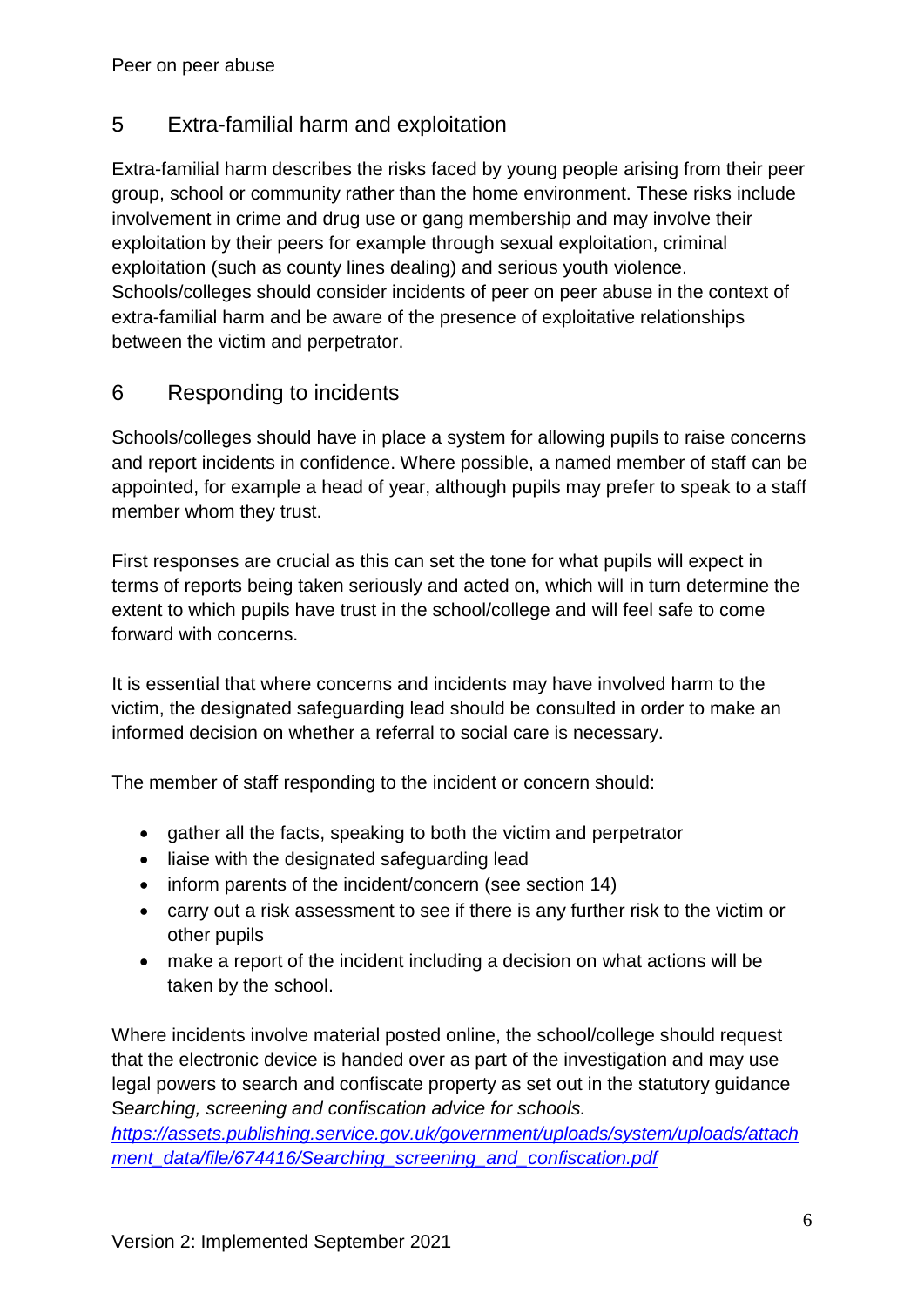## 5 Extra-familial harm and exploitation

Extra-familial harm describes the risks faced by young people arising from their peer group, school or community rather than the home environment. These risks include involvement in crime and drug use or gang membership and may involve their exploitation by their peers for example through sexual exploitation, criminal exploitation (such as county lines dealing) and serious youth violence. Schools/colleges should consider incidents of peer on peer abuse in the context of extra-familial harm and be aware of the presence of exploitative relationships between the victim and perpetrator.

## 6 Responding to incidents

Schools/colleges should have in place a system for allowing pupils to raise concerns and report incidents in confidence. Where possible, a named member of staff can be appointed, for example a head of year, although pupils may prefer to speak to a staff member whom they trust.

First responses are crucial as this can set the tone for what pupils will expect in terms of reports being taken seriously and acted on, which will in turn determine the extent to which pupils have trust in the school/college and will feel safe to come forward with concerns.

It is essential that where concerns and incidents may have involved harm to the victim, the designated safeguarding lead should be consulted in order to make an informed decision on whether a referral to social care is necessary.

The member of staff responding to the incident or concern should:

- gather all the facts, speaking to both the victim and perpetrator
- liaise with the designated safeguarding lead
- inform parents of the incident/concern (see section 14)
- carry out a risk assessment to see if there is any further risk to the victim or other pupils
- make a report of the incident including a decision on what actions will be taken by the school.

Where incidents involve material posted online, the school/college should request that the electronic device is handed over as part of the investigation and may use legal powers to search and confiscate property as set out in the statutory guidance S*earching, screening and confiscation advice for schools.* [https://assets.publishing.service.gov.uk/government/uploads/system/uploads/attachment_data/file/674416/Searching_screening_and_confiscation.pdf](https://assets.publishing.service.gov.uk/government/uploads/system/uploads/attachment_data/file/674416/Searching_screening_and_confiscation.pdf)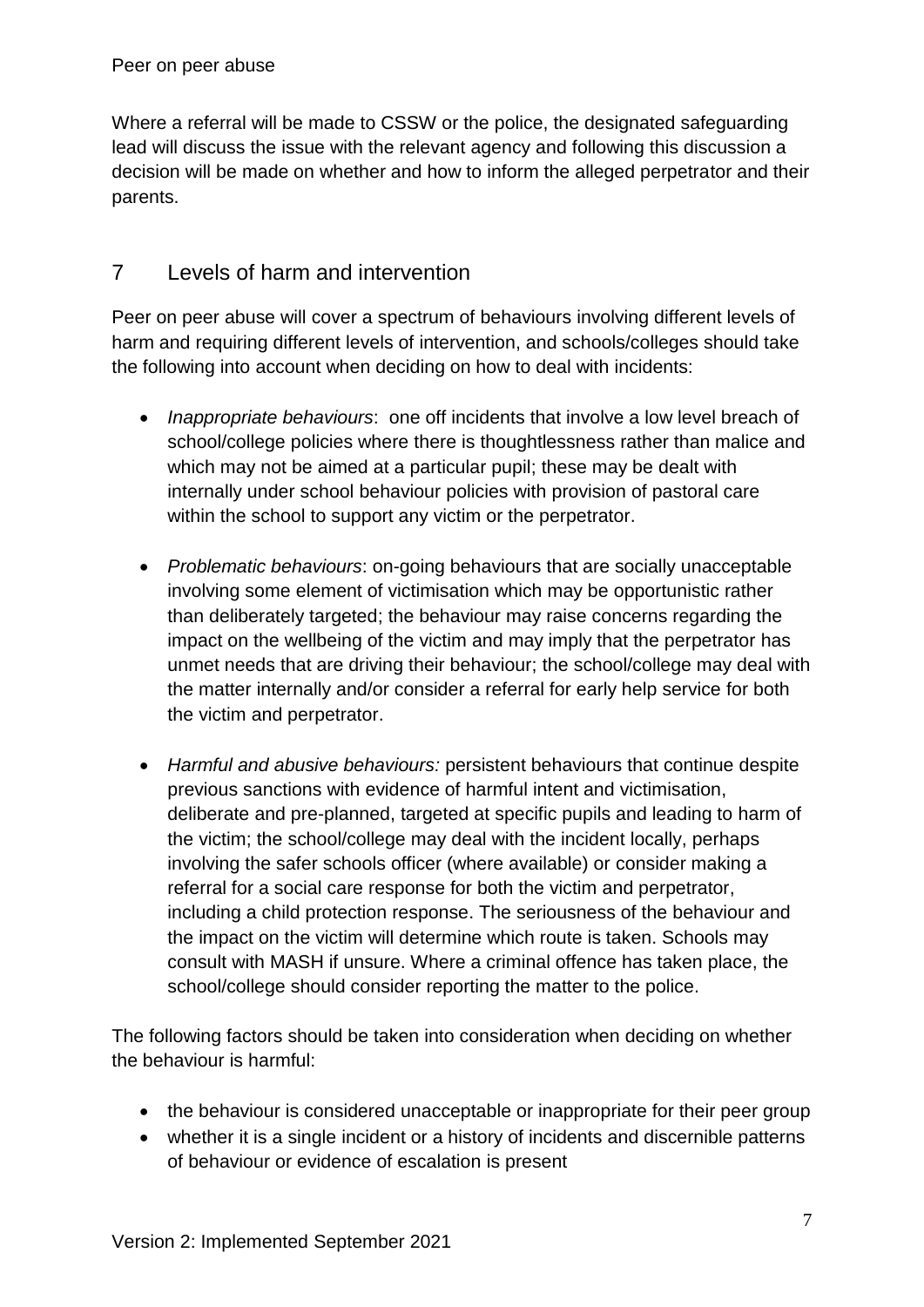Where a referral will be made to CSSW or the police, the designated safeguarding lead will discuss the issue with the relevant agency and following this discussion a decision will be made on whether and how to inform the alleged perpetrator and their parents.

## 7 Levels of harm and intervention

Peer on peer abuse will cover a spectrum of behaviours involving different levels of harm and requiring different levels of intervention, and schools/colleges should take the following into account when deciding on how to deal with incidents:

- *Inappropriate behaviours*: one off incidents that involve a low level breach of school/college policies where there is thoughtlessness rather than malice and which may not be aimed at a particular pupil; these may be dealt with internally under school behaviour policies with provision of pastoral care within the school to support any victim or the perpetrator.

- *Problematic behaviours*: on-going behaviours that are socially unacceptable involving some element of victimisation which may be opportunistic rather than deliberately targeted; the behaviour may raise concerns regarding the impact on the wellbeing of the victim and may imply that the perpetrator has unmet needs that are driving their behaviour; the school/college may deal with the matter internally and/or consider a referral for early help service for both the victim and perpetrator.

- *Harmful and abusive behaviours:* persistent behaviours that continue despite previous sanctions with evidence of harmful intent and victimisation, deliberate and pre-planned, targeted at specific pupils and leading to harm of the victim; the school/college may deal with the incident locally, perhaps involving the safer schools officer (where available) or consider making a referral for a social care response for both the victim and perpetrator, including a child protection response. The seriousness of the behaviour and the impact on the victim will determine which route is taken. Schools may consult with MASH if unsure. Where a criminal offence has taken place, the school/college should consider reporting the matter to the police.

The following factors should be taken into consideration when deciding on whether the behaviour is harmful:

- the behaviour is considered unacceptable or inappropriate for their peer group
- whether it is a single incident or a history of incidents and discernible patterns of behaviour or evidence of escalation is present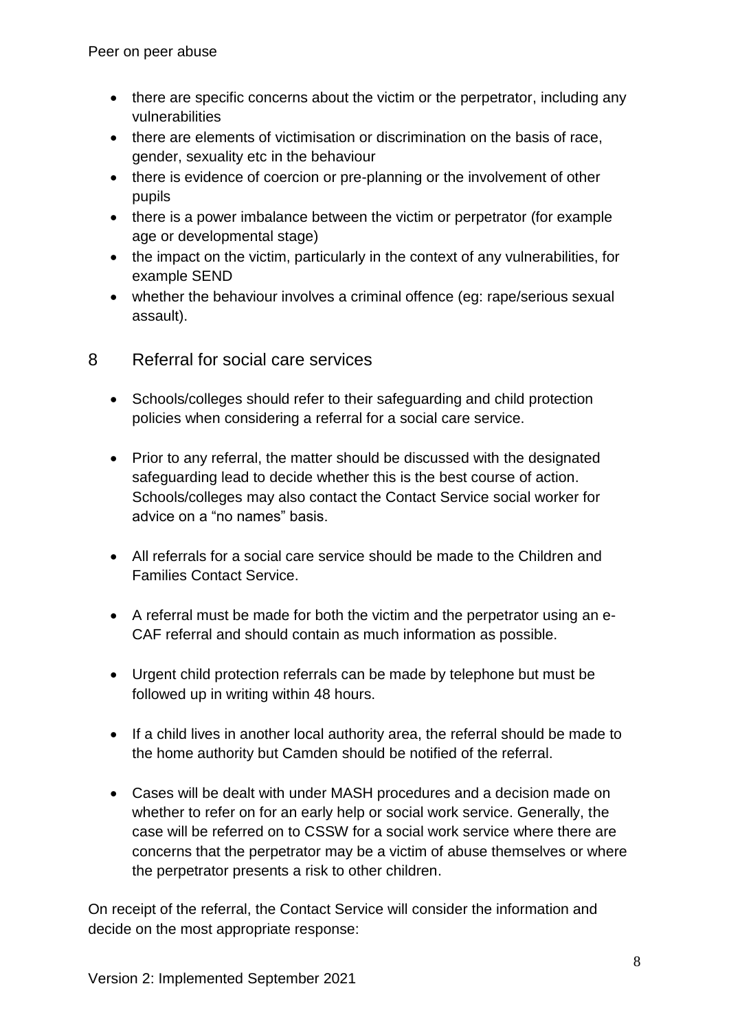- there are specific concerns about the victim or the perpetrator, including any vulnerabilities
- there are elements of victimisation or discrimination on the basis of race, gender, sexuality etc in the behaviour
- there is evidence of coercion or pre-planning or the involvement of other pupils
- there is a power imbalance between the victim or perpetrator (for example age or developmental stage)
- the impact on the victim, particularly in the context of any vulnerabilities, for example SEND
- whether the behaviour involves a criminal offence (eg: rape/serious sexual assault).

## 8 Referral for social care services

- Schools/colleges should refer to their safeguarding and child protection policies when considering a referral for a social care service.

- Prior to any referral, the matter should be discussed with the designated safeguarding lead to decide whether this is the best course of action. Schools/colleges may also contact the Contact Service social worker for advice on a "no names" basis.

- All referrals for a social care service should be made to the Children and Families Contact Service.

- A referral must be made for both the victim and the perpetrator using an e-CAF referral and should contain as much information as possible.

- Urgent child protection referrals can be made by telephone but must be followed up in writing within 48 hours.

- If a child lives in another local authority area, the referral should be made to the home authority but Camden should be notified of the referral.

- Cases will be dealt with under MASH procedures and a decision made on whether to refer on for an early help or social work service. Generally, the case will be referred on to CSSW for a social work service where there are concerns that the perpetrator may be a victim of abuse themselves or where the perpetrator presents a risk to other children.

On receipt of the referral, the Contact Service will consider the information and decide on the most appropriate response: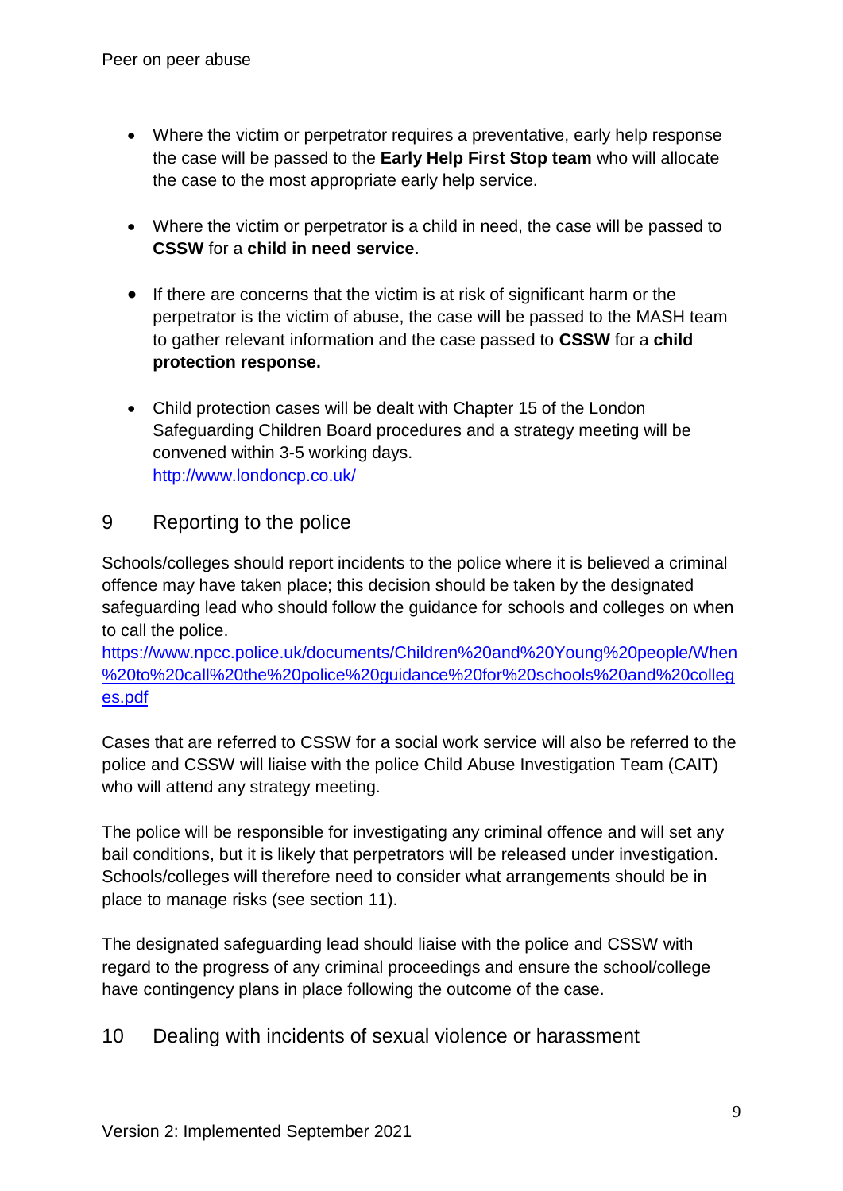- Where the victim or perpetrator requires a preventative, early help response the case will be passed to the **Early Help First Stop team** who will allocate the case to the most appropriate early help service.

- Where the victim or perpetrator is a child in need, the case will be passed to **CSSW** for a **child in need service**.

- If there are concerns that the victim is at risk of significant harm or the perpetrator is the victim of abuse, the case will be passed to the MASH team to gather relevant information and the case passed to **CSSW** for a **child protection response.**

- Child protection cases will be dealt with Chapter 15 of the London Safeguarding Children Board procedures and a strategy meeting will be convened within 3-5 working days.
  http://www.londoncp.co.uk/

## 9 Reporting to the police

Schools/colleges should report incidents to the police where it is believed a criminal offence may have taken place; this decision should be taken by the designated safeguarding lead who should follow the guidance for schools and colleges on when to call the police.
https://www.npcc.police.uk/documents/Children%20and%20Young%20people/When%20to%20call%20the%20police%20guidance%20for%20schools%20and%20colleges.pdf

Cases that are referred to CSSW for a social work service will also be referred to the police and CSSW will liaise with the police Child Abuse Investigation Team (CAIT) who will attend any strategy meeting.

The police will be responsible for investigating any criminal offence and will set any bail conditions, but it is likely that perpetrators will be released under investigation. Schools/colleges will therefore need to consider what arrangements should be in place to manage risks (see section 11).

The designated safeguarding lead should liaise with the police and CSSW with regard to the progress of any criminal proceedings and ensure the school/college have contingency plans in place following the outcome of the case.

## 10 Dealing with incidents of sexual violence or harassment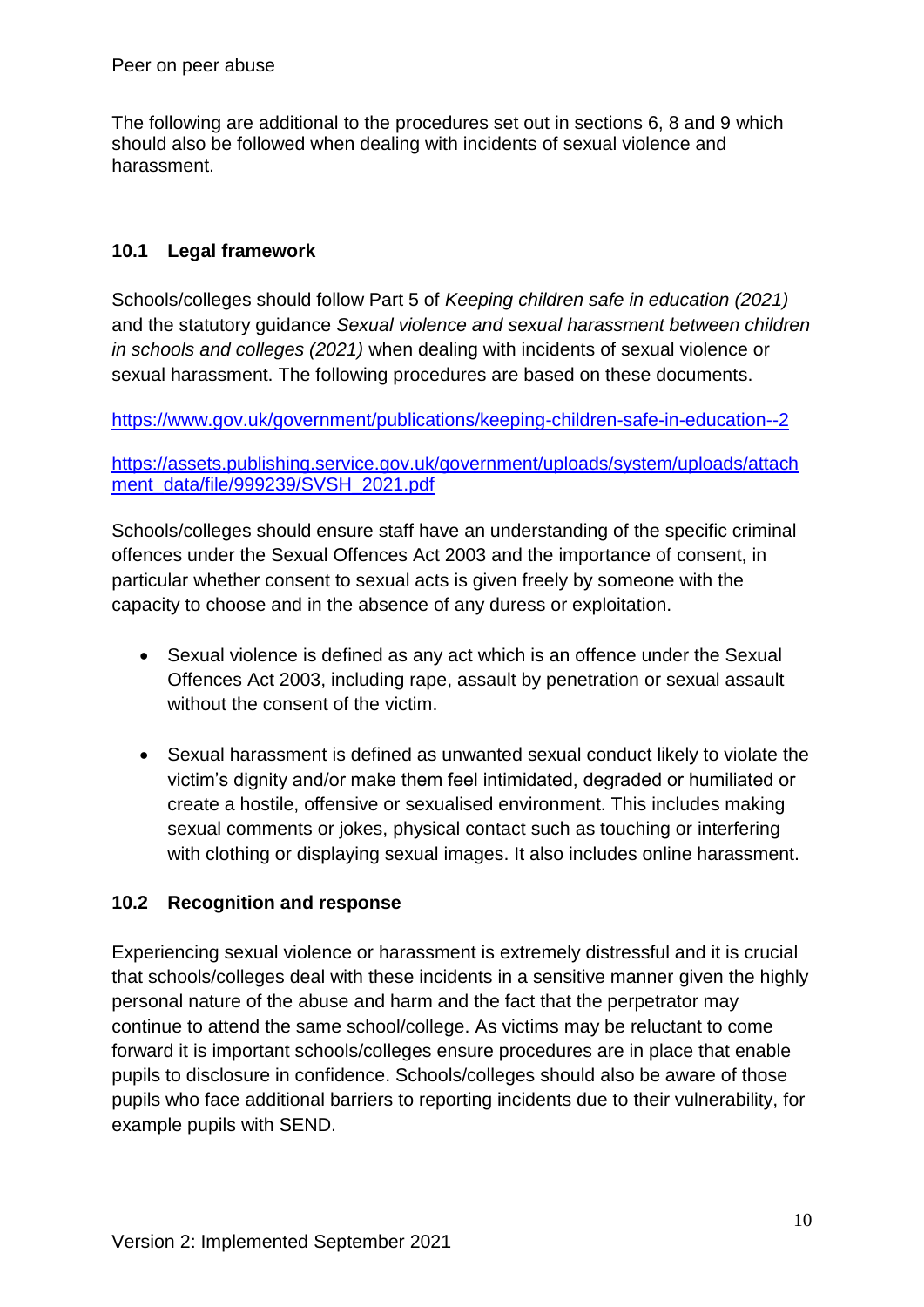Peer on peer abuse

The following are additional to the procedures set out in sections 6, 8 and 9 which should also be followed when dealing with incidents of sexual violence and harassment.

### 10.1 Legal framework

Schools/colleges should follow Part 5 of *Keeping children safe in education (2021)* and the statutory guidance *Sexual violence and sexual harassment between children in schools and colleges (2021)* when dealing with incidents of sexual violence or sexual harassment. The following procedures are based on these documents.

https://www.gov.uk/government/publications/keeping-children-safe-in-education--2

https://assets.publishing.service.gov.uk/government/uploads/system/uploads/attachment_data/file/999239/SVSH_2021.pdf

Schools/colleges should ensure staff have an understanding of the specific criminal offences under the Sexual Offences Act 2003 and the importance of consent, in particular whether consent to sexual acts is given freely by someone with the capacity to choose and in the absence of any duress or exploitation.

- Sexual violence is defined as any act which is an offence under the Sexual Offences Act 2003, including rape, assault by penetration or sexual assault without the consent of the victim.
- Sexual harassment is defined as unwanted sexual conduct likely to violate the victim's dignity and/or make them feel intimidated, degraded or humiliated or create a hostile, offensive or sexualised environment. This includes making sexual comments or jokes, physical contact such as touching or interfering with clothing or displaying sexual images. It also includes online harassment.

### 10.2 Recognition and response

Experiencing sexual violence or harassment is extremely distressful and it is crucial that schools/colleges deal with these incidents in a sensitive manner given the highly personal nature of the abuse and harm and the fact that the perpetrator may continue to attend the same school/college. As victims may be reluctant to come forward it is important schools/colleges ensure procedures are in place that enable pupils to disclosure in confidence. Schools/colleges should also be aware of those pupils who face additional barriers to reporting incidents due to their vulnerability, for example pupils with SEND.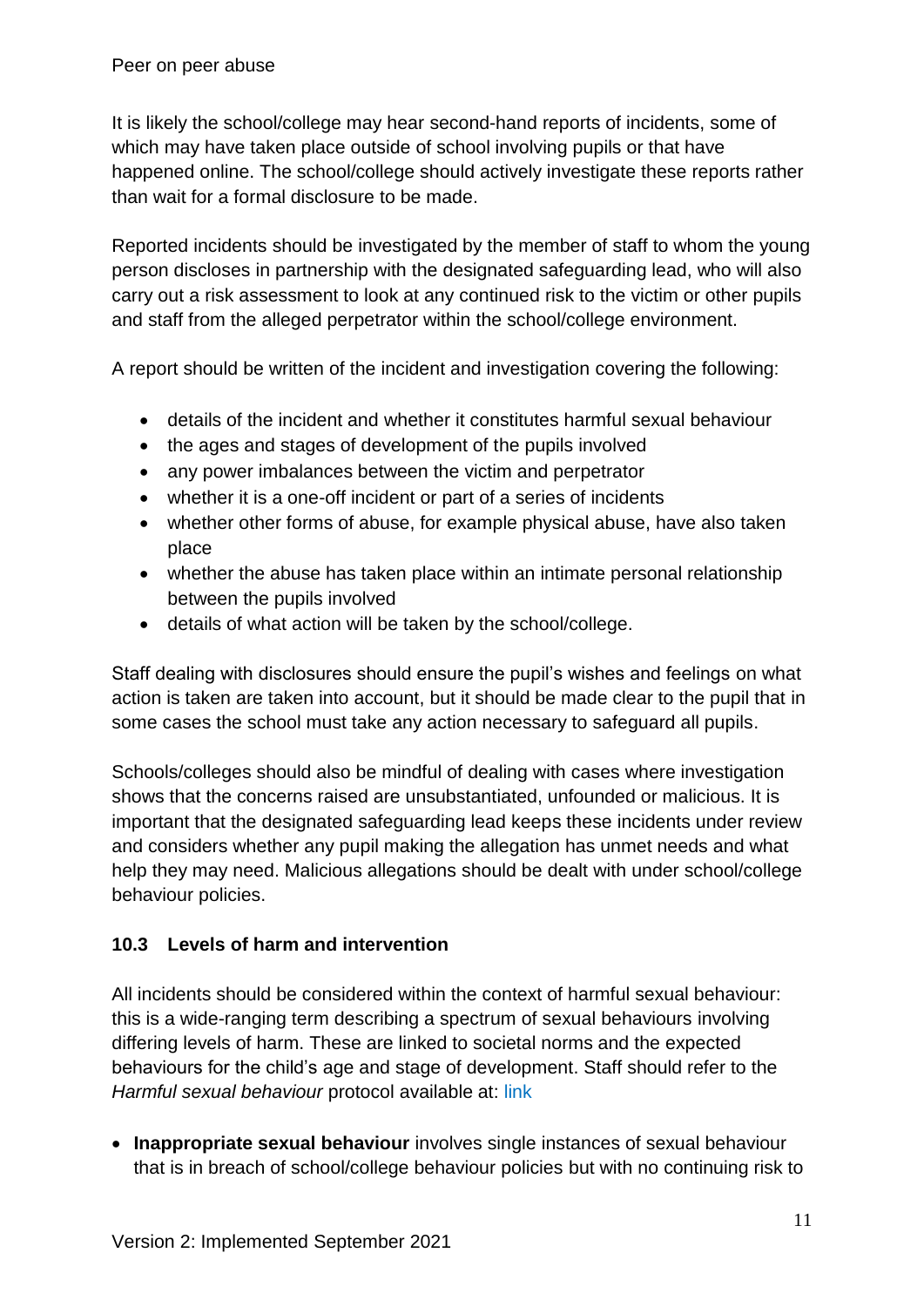Peer on peer abuse

It is likely the school/college may hear second-hand reports of incidents, some of which may have taken place outside of school involving pupils or that have happened online. The school/college should actively investigate these reports rather than wait for a formal disclosure to be made.

Reported incidents should be investigated by the member of staff to whom the young person discloses in partnership with the designated safeguarding lead, who will also carry out a risk assessment to look at any continued risk to the victim or other pupils and staff from the alleged perpetrator within the school/college environment.

A report should be written of the incident and investigation covering the following:

- details of the incident and whether it constitutes harmful sexual behaviour
- the ages and stages of development of the pupils involved
- any power imbalances between the victim and perpetrator
- whether it is a one-off incident or part of a series of incidents
- whether other forms of abuse, for example physical abuse, have also taken place
- whether the abuse has taken place within an intimate personal relationship between the pupils involved
- details of what action will be taken by the school/college.

Staff dealing with disclosures should ensure the pupil's wishes and feelings on what action is taken are taken into account, but it should be made clear to the pupil that in some cases the school must take any action necessary to safeguard all pupils.

Schools/colleges should also be mindful of dealing with cases where investigation shows that the concerns raised are unsubstantiated, unfounded or malicious. It is important that the designated safeguarding lead keeps these incidents under review and considers whether any pupil making the allegation has unmet needs and what help they may need. Malicious allegations should be dealt with under school/college behaviour policies.

### 10.3 Levels of harm and intervention

All incidents should be considered within the context of harmful sexual behaviour: this is a wide-ranging term describing a spectrum of sexual behaviours involving differing levels of harm. These are linked to societal norms and the expected behaviours for the child's age and stage of development. Staff should refer to the *Harmful sexual behaviour* protocol available at: link

- **Inappropriate sexual behaviour** involves single instances of sexual behaviour that is in breach of school/college behaviour policies but with no continuing risk to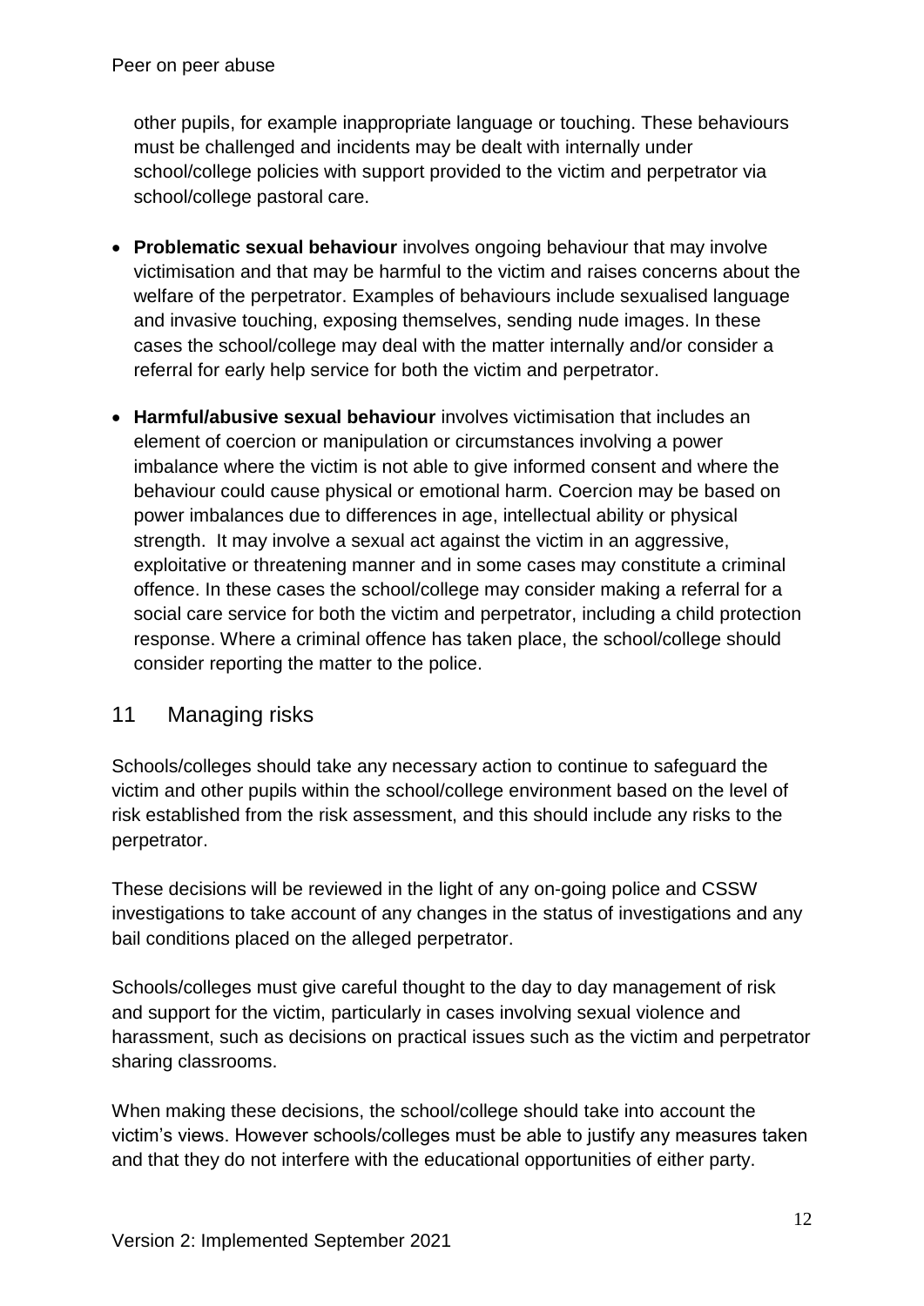other pupils, for example inappropriate language or touching. These behaviours must be challenged and incidents may be dealt with internally under school/college policies with support provided to the victim and perpetrator via school/college pastoral care.

- **Problematic sexual behaviour** involves ongoing behaviour that may involve victimisation and that may be harmful to the victim and raises concerns about the welfare of the perpetrator. Examples of behaviours include sexualised language and invasive touching, exposing themselves, sending nude images. In these cases the school/college may deal with the matter internally and/or consider a referral for early help service for both the victim and perpetrator.
- **Harmful/abusive sexual behaviour** involves victimisation that includes an element of coercion or manipulation or circumstances involving a power imbalance where the victim is not able to give informed consent and where the behaviour could cause physical or emotional harm. Coercion may be based on power imbalances due to differences in age, intellectual ability or physical strength. It may involve a sexual act against the victim in an aggressive, exploitative or threatening manner and in some cases may constitute a criminal offence. In these cases the school/college may consider making a referral for a social care service for both the victim and perpetrator, including a child protection response. Where a criminal offence has taken place, the school/college should consider reporting the matter to the police.

## 11 Managing risks

Schools/colleges should take any necessary action to continue to safeguard the victim and other pupils within the school/college environment based on the level of risk established from the risk assessment, and this should include any risks to the perpetrator.

These decisions will be reviewed in the light of any on-going police and CSSW investigations to take account of any changes in the status of investigations and any bail conditions placed on the alleged perpetrator.

Schools/colleges must give careful thought to the day to day management of risk and support for the victim, particularly in cases involving sexual violence and harassment, such as decisions on practical issues such as the victim and perpetrator sharing classrooms.

When making these decisions, the school/college should take into account the victim's views. However schools/colleges must be able to justify any measures taken and that they do not interfere with the educational opportunities of either party.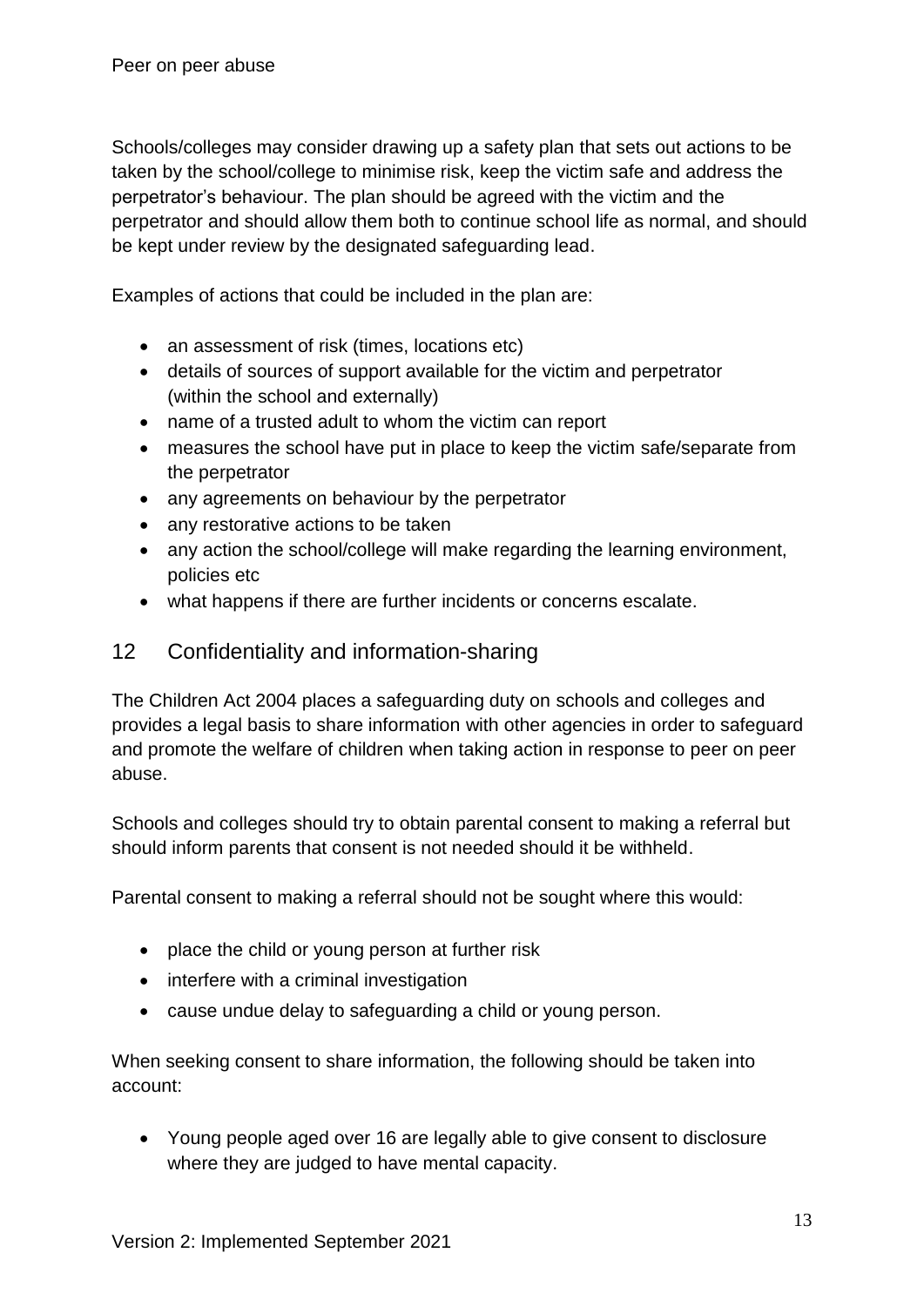Schools/colleges may consider drawing up a safety plan that sets out actions to be taken by the school/college to minimise risk, keep the victim safe and address the perpetrator's behaviour. The plan should be agreed with the victim and the perpetrator and should allow them both to continue school life as normal, and should be kept under review by the designated safeguarding lead.

Examples of actions that could be included in the plan are:

- an assessment of risk (times, locations etc)
- details of sources of support available for the victim and perpetrator (within the school and externally)
- name of a trusted adult to whom the victim can report
- measures the school have put in place to keep the victim safe/separate from the perpetrator
- any agreements on behaviour by the perpetrator
- any restorative actions to be taken
- any action the school/college will make regarding the learning environment, policies etc
- what happens if there are further incidents or concerns escalate.

## 12 Confidentiality and information-sharing

The Children Act 2004 places a safeguarding duty on schools and colleges and provides a legal basis to share information with other agencies in order to safeguard and promote the welfare of children when taking action in response to peer on peer abuse.

Schools and colleges should try to obtain parental consent to making a referral but should inform parents that consent is not needed should it be withheld.

Parental consent to making a referral should not be sought where this would:

- place the child or young person at further risk
- interfere with a criminal investigation
- cause undue delay to safeguarding a child or young person.

When seeking consent to share information, the following should be taken into account:

- Young people aged over 16 are legally able to give consent to disclosure where they are judged to have mental capacity.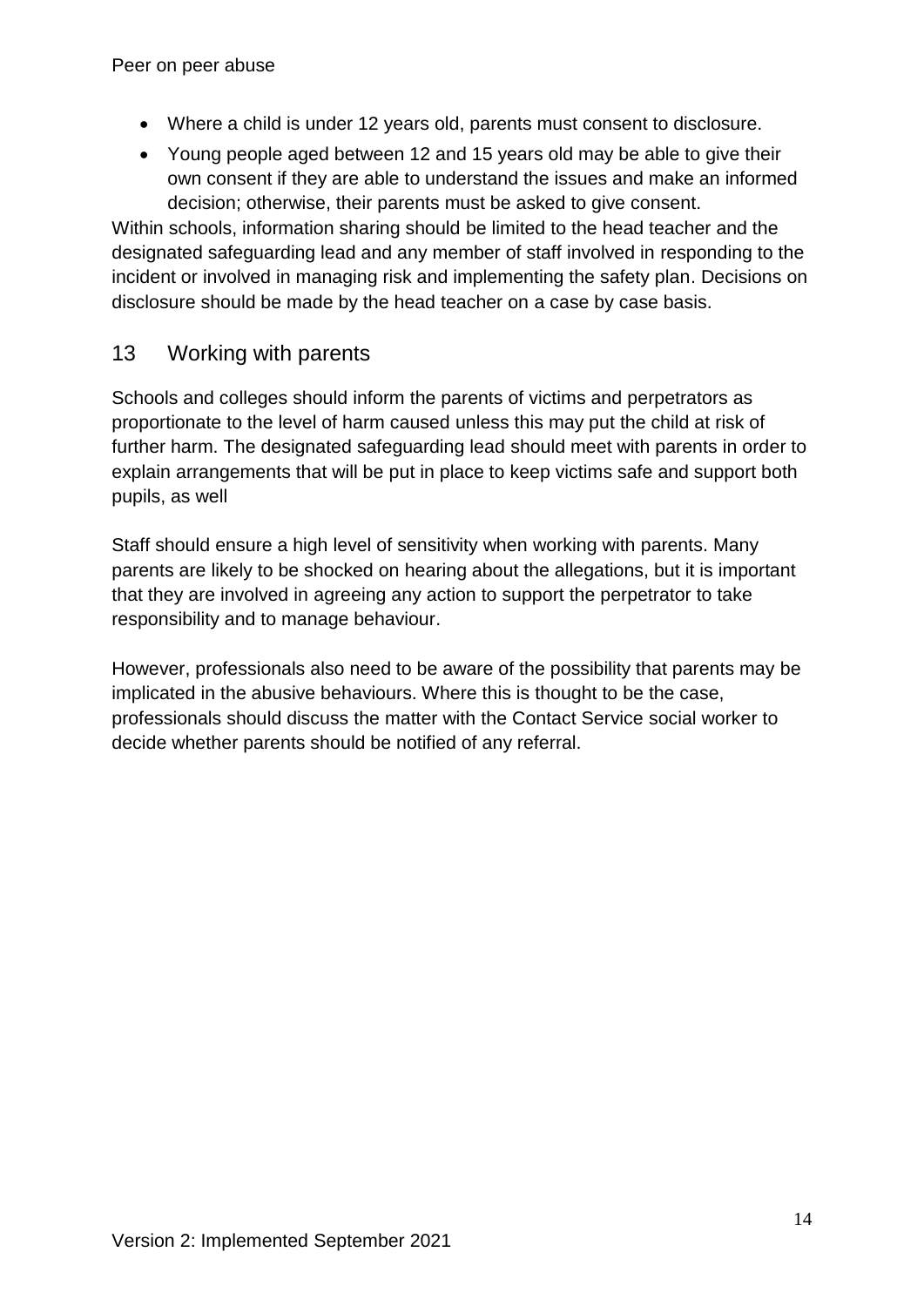- Where a child is under 12 years old, parents must consent to disclosure.
- Young people aged between 12 and 15 years old may be able to give their own consent if they are able to understand the issues and make an informed decision; otherwise, their parents must be asked to give consent.

Within schools, information sharing should be limited to the head teacher and the designated safeguarding lead and any member of staff involved in responding to the incident or involved in managing risk and implementing the safety plan. Decisions on disclosure should be made by the head teacher on a case by case basis.

## 13 Working with parents

Schools and colleges should inform the parents of victims and perpetrators as proportionate to the level of harm caused unless this may put the child at risk of further harm. The designated safeguarding lead should meet with parents in order to explain arrangements that will be put in place to keep victims safe and support both pupils, as well

Staff should ensure a high level of sensitivity when working with parents. Many parents are likely to be shocked on hearing about the allegations, but it is important that they are involved in agreeing any action to support the perpetrator to take responsibility and to manage behaviour.

However, professionals also need to be aware of the possibility that parents may be implicated in the abusive behaviours. Where this is thought to be the case, professionals should discuss the matter with the Contact Service social worker to decide whether parents should be notified of any referral.